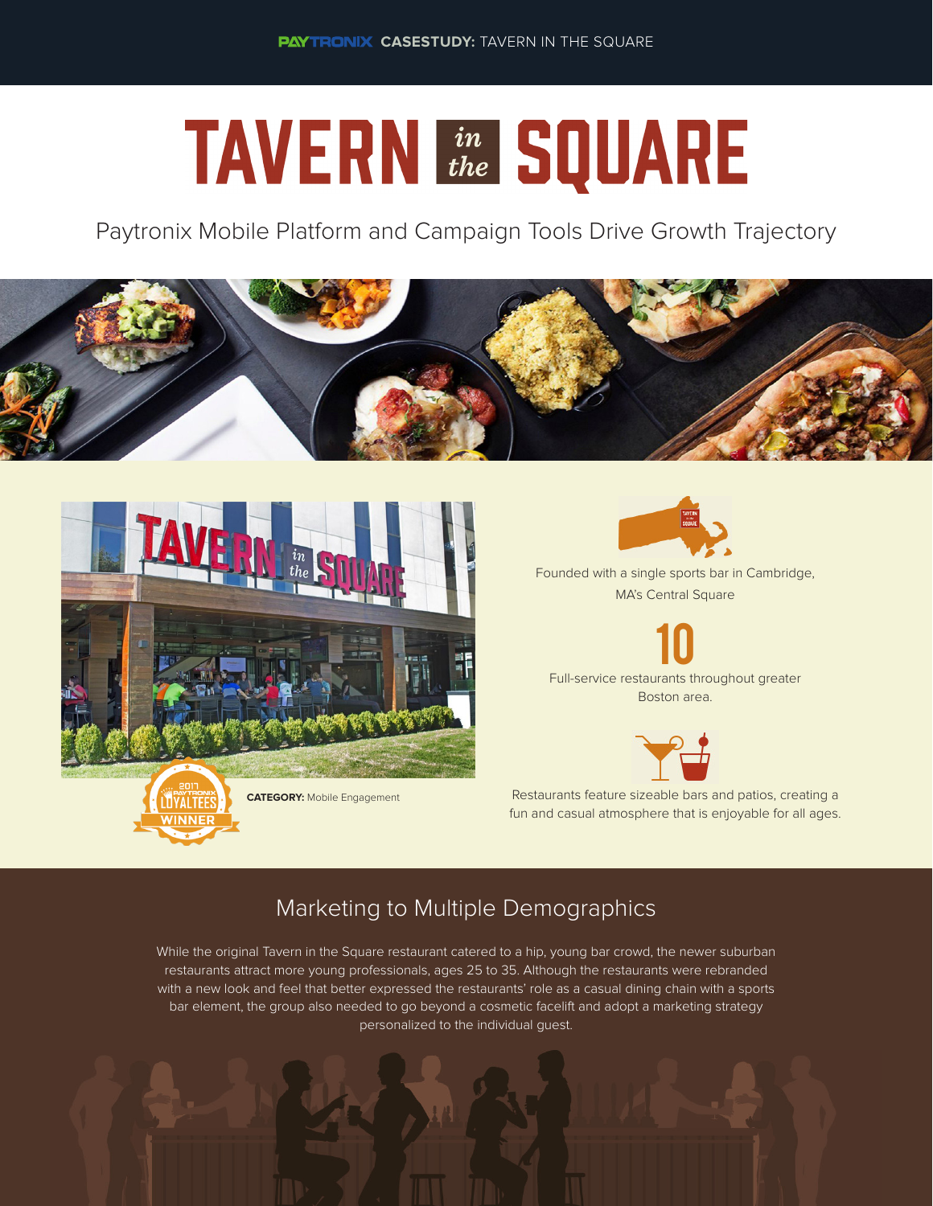PAYTRONIX **CASESTUDY:** TAVERN IN THE SQUARE

# TAVERN in the SQUARE

## Paytronix Mobile Platform and Campaign Tools Drive Growth Trajectory

2017 PAYTRONIX LOYALTEES WINNER

**CATEGORY:** Mobile Engagement

Founded with a single sports bar in Cambridge, MA's Central Square

**10**

Full-service restaurants throughout greater Boston area.

Restaurants feature sizeable bars and patios, creating a fun and casual atmosphere that is enjoyable for all ages.

## Marketing to Multiple Demographics

While the original Tavern in the Square restaurant catered to a hip, young bar crowd, the newer suburban restaurants attract more young professionals, ages 25 to 35. Although the restaurants were rebranded with a new look and feel that better expressed the restaurants' role as a casual dining chain with a sports bar element, the group also needed to go beyond a cosmetic facelift and adopt a marketing strategy personalized to the individual guest.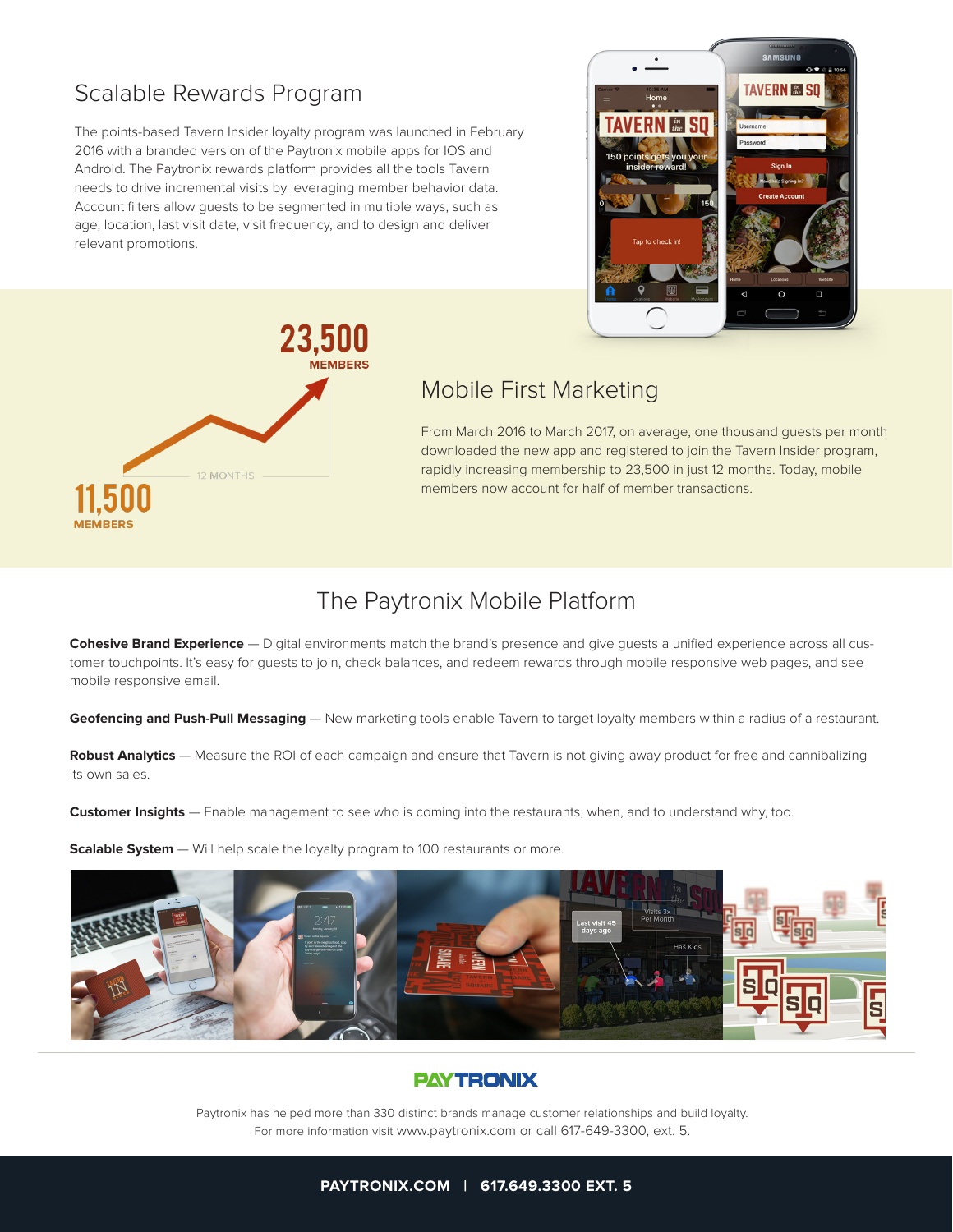## Scalable Rewards Program

The points-based Tavern Insider loyalty program was launched in February 2016 with a branded version of the Paytronix mobile apps for IOS and Android. The Paytronix rewards platform provides all the tools Tavern needs to drive incremental visits by leveraging member behavior data. Account filters allow guests to be segmented in multiple ways, such as age, location, last visit date, visit frequency, and to design and deliver relevant promotions.

23,500
MEMBERS

12 MONTHS

11,500
MEMBERS

## Mobile First Marketing

From March 2016 to March 2017, on average, one thousand guests per month downloaded the new app and registered to join the Tavern Insider program, rapidly increasing membership to 23,500 in just 12 months. Today, mobile members now account for half of member transactions.

## The Paytronix Mobile Platform

**Cohesive Brand Experience** — Digital environments match the brand's presence and give guests a unified experience across all customer touchpoints. It's easy for guests to join, check balances, and redeem rewards through mobile responsive web pages, and see mobile responsive email.

**Geofencing and Push-Pull Messaging** — New marketing tools enable Tavern to target loyalty members within a radius of a restaurant.

**Robust Analytics** — Measure the ROI of each campaign and ensure that Tavern is not giving away product for free and cannibalizing its own sales.

**Customer Insights** — Enable management to see who is coming into the restaurants, when, and to understand why, too.

**Scalable System** — Will help scale the loyalty program to 100 restaurants or more.

PAYTRONIX

Paytronix has helped more than 330 distinct brands manage customer relationships and build loyalty.
For more information visit www.paytronix.com or call 617-649-3300, ext. 5.

**PAYTRONIX.COM | 617.649.3300 EXT. 5**